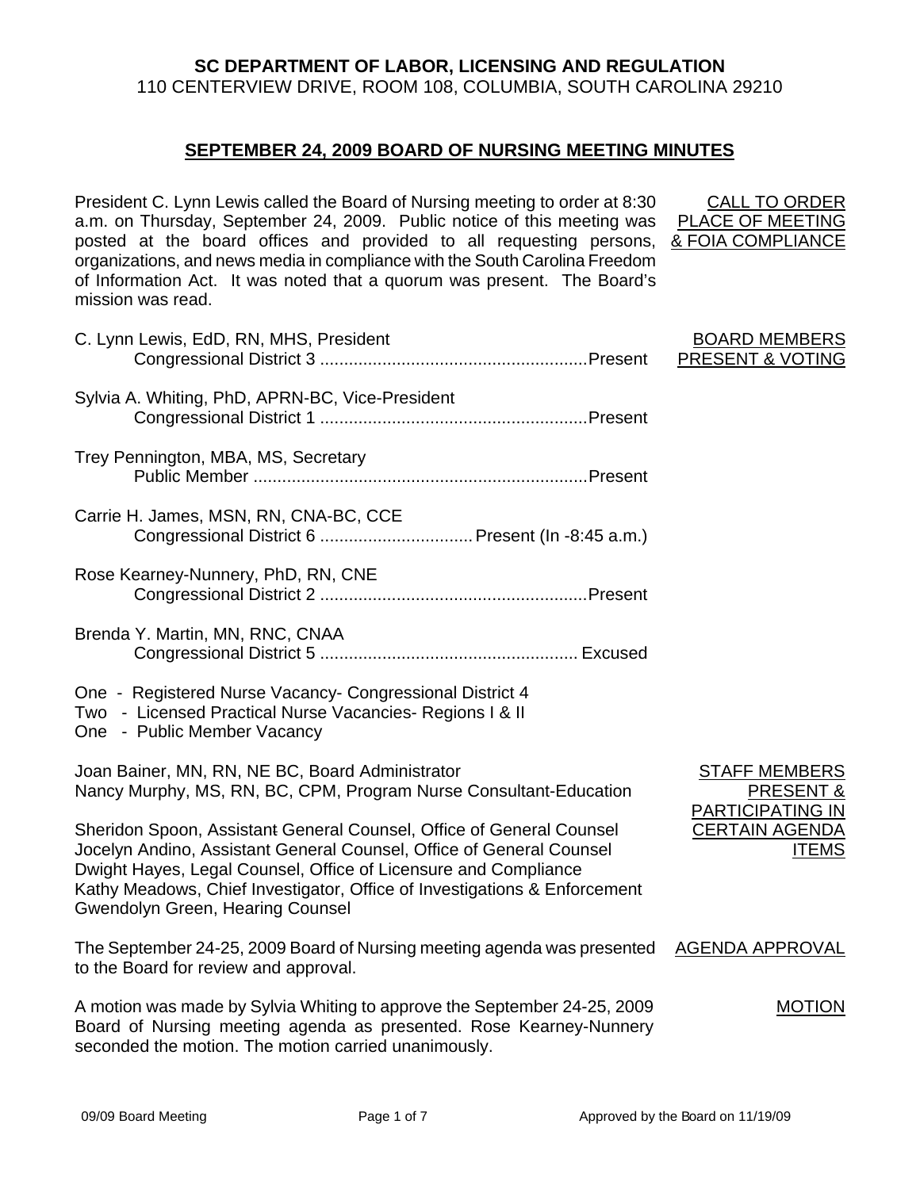**SC DEPARTMENT OF LABOR, LICENSING AND REGULATION**
110 CENTERVIEW DRIVE, ROOM 108, COLUMBIA, SOUTH CAROLINA 29210

## SEPTEMBER 24, 2009 BOARD OF NURSING MEETING MINUTES

**CALL TO ORDER PLACE OF MEETING & FOIA COMPLIANCE**

President C. Lynn Lewis called the Board of Nursing meeting to order at 8:30 a.m. on Thursday, September 24, 2009. Public notice of this meeting was posted at the board offices and provided to all requesting persons, organizations, and news media in compliance with the South Carolina Freedom of Information Act. It was noted that a quorum was present. The Board's mission was read.

**BOARD MEMBERS PRESENT & VOTING**

C. Lynn Lewis, EdD, RN, MHS, President
Congressional District 3 ........................................................Present

Sylvia A. Whiting, PhD, APRN-BC, Vice-President
Congressional District 1 ........................................................Present

Trey Pennington, MBA, MS, Secretary
Public Member ......................................................................Present

Carrie H. James, MSN, RN, CNA-BC, CCE
Congressional District 6 ................................ Present (In -8:45 a.m.)

Rose Kearney-Nunnery, PhD, RN, CNE
Congressional District 2 ........................................................Present

Brenda Y. Martin, MN, RNC, CNAA
Congressional District 5 ...................................................... Excused

One - Registered Nurse Vacancy- Congressional District 4
Two - Licensed Practical Nurse Vacancies- Regions I & II
One - Public Member Vacancy

**STAFF MEMBERS PRESENT & PARTICIPATING IN CERTAIN AGENDA ITEMS**

Joan Bainer, MN, RN, NE BC, Board Administrator
Nancy Murphy, MS, RN, BC, CPM, Program Nurse Consultant-Education

Sheridon Spoon, Assistant General Counsel, Office of General Counsel
Jocelyn Andino, Assistant General Counsel, Office of General Counsel
Dwight Hayes, Legal Counsel, Office of Licensure and Compliance
Kathy Meadows, Chief Investigator, Office of Investigations & Enforcement
Gwendolyn Green, Hearing Counsel

**AGENDA APPROVAL**

The September 24-25, 2009 Board of Nursing meeting agenda was presented to the Board for review and approval.

**MOTION**

A motion was made by Sylvia Whiting to approve the September 24-25, 2009 Board of Nursing meeting agenda as presented. Rose Kearney-Nunnery seconded the motion. The motion carried unanimously.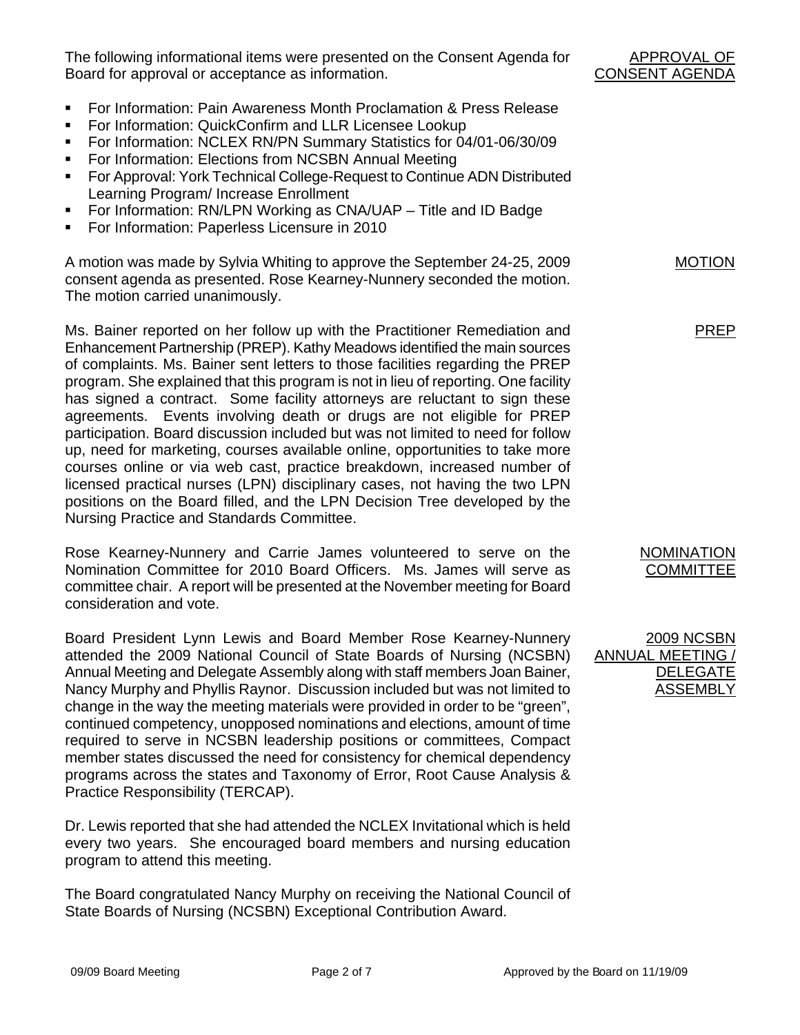The following informational items were presented on the Consent Agenda for Board for approval or acceptance as information.

**APPROVAL OF CONSENT AGENDA**

- For Information: Pain Awareness Month Proclamation & Press Release
- For Information: QuickConfirm and LLR Licensee Lookup
- For Information: NCLEX RN/PN Summary Statistics for 04/01-06/30/09
- For Information: Elections from NCSBN Annual Meeting
- For Approval: York Technical College-Request to Continue ADN Distributed Learning Program/ Increase Enrollment
- For Information: RN/LPN Working as CNA/UAP – Title and ID Badge
- For Information: Paperless Licensure in 2010

**MOTION**

A motion was made by Sylvia Whiting to approve the September 24-25, 2009 consent agenda as presented. Rose Kearney-Nunnery seconded the motion. The motion carried unanimously.

**PREP**

Ms. Bainer reported on her follow up with the Practitioner Remediation and Enhancement Partnership (PREP). Kathy Meadows identified the main sources of complaints. Ms. Bainer sent letters to those facilities regarding the PREP program. She explained that this program is not in lieu of reporting. One facility has signed a contract. Some facility attorneys are reluctant to sign these agreements. Events involving death or drugs are not eligible for PREP participation. Board discussion included but was not limited to need for follow up, need for marketing, courses available online, opportunities to take more courses online or via web cast, practice breakdown, increased number of licensed practical nurses (LPN) disciplinary cases, not having the two LPN positions on the Board filled, and the LPN Decision Tree developed by the Nursing Practice and Standards Committee.

**NOMINATION COMMITTEE**

Rose Kearney-Nunnery and Carrie James volunteered to serve on the Nomination Committee for 2010 Board Officers. Ms. James will serve as committee chair. A report will be presented at the November meeting for Board consideration and vote.

**2009 NCSBN ANNUAL MEETING / DELEGATE ASSEMBLY**

Board President Lynn Lewis and Board Member Rose Kearney-Nunnery attended the 2009 National Council of State Boards of Nursing (NCSBN) Annual Meeting and Delegate Assembly along with staff members Joan Bainer, Nancy Murphy and Phyllis Raynor. Discussion included but was not limited to change in the way the meeting materials were provided in order to be "green", continued competency, unopposed nominations and elections, amount of time required to serve in NCSBN leadership positions or committees, Compact member states discussed the need for consistency for chemical dependency programs across the states and Taxonomy of Error, Root Cause Analysis & Practice Responsibility (TERCAP).

Dr. Lewis reported that she had attended the NCLEX Invitational which is held every two years. She encouraged board members and nursing education program to attend this meeting.

The Board congratulated Nancy Murphy on receiving the National Council of State Boards of Nursing (NCSBN) Exceptional Contribution Award.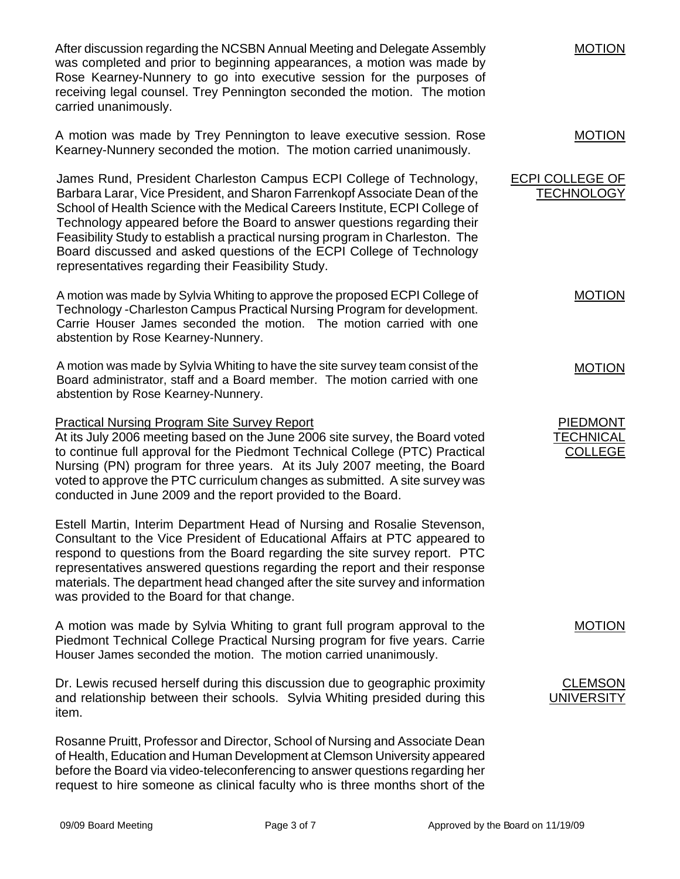**MOTION**

After discussion regarding the NCSBN Annual Meeting and Delegate Assembly was completed and prior to beginning appearances, a motion was made by Rose Kearney-Nunnery to go into executive session for the purposes of receiving legal counsel. Trey Pennington seconded the motion. The motion carried unanimously.

**MOTION**

A motion was made by Trey Pennington to leave executive session. Rose Kearney-Nunnery seconded the motion. The motion carried unanimously.

**ECPI COLLEGE OF TECHNOLOGY**

James Rund, President Charleston Campus ECPI College of Technology, Barbara Larar, Vice President, and Sharon Farrenkopf Associate Dean of the School of Health Science with the Medical Careers Institute, ECPI College of Technology appeared before the Board to answer questions regarding their Feasibility Study to establish a practical nursing program in Charleston. The Board discussed and asked questions of the ECPI College of Technology representatives regarding their Feasibility Study.

**MOTION**

A motion was made by Sylvia Whiting to approve the proposed ECPI College of Technology -Charleston Campus Practical Nursing Program for development. Carrie Houser James seconded the motion. The motion carried with one abstention by Rose Kearney-Nunnery.

**MOTION**

A motion was made by Sylvia Whiting to have the site survey team consist of the Board administrator, staff and a Board member. The motion carried with one abstention by Rose Kearney-Nunnery.

**PIEDMONT TECHNICAL COLLEGE**

Practical Nursing Program Site Survey Report

At its July 2006 meeting based on the June 2006 site survey, the Board voted to continue full approval for the Piedmont Technical College (PTC) Practical Nursing (PN) program for three years. At its July 2007 meeting, the Board voted to approve the PTC curriculum changes as submitted. A site survey was conducted in June 2009 and the report provided to the Board.

Estell Martin, Interim Department Head of Nursing and Rosalie Stevenson, Consultant to the Vice President of Educational Affairs at PTC appeared to respond to questions from the Board regarding the site survey report. PTC representatives answered questions regarding the report and their response materials. The department head changed after the site survey and information was provided to the Board for that change.

**MOTION**

A motion was made by Sylvia Whiting to grant full program approval to the Piedmont Technical College Practical Nursing program for five years. Carrie Houser James seconded the motion. The motion carried unanimously.

**CLEMSON UNIVERSITY**

Dr. Lewis recused herself during this discussion due to geographic proximity and relationship between their schools. Sylvia Whiting presided during this item.

Rosanne Pruitt, Professor and Director, School of Nursing and Associate Dean of Health, Education and Human Development at Clemson University appeared before the Board via video-teleconferencing to answer questions regarding her request to hire someone as clinical faculty who is three months short of the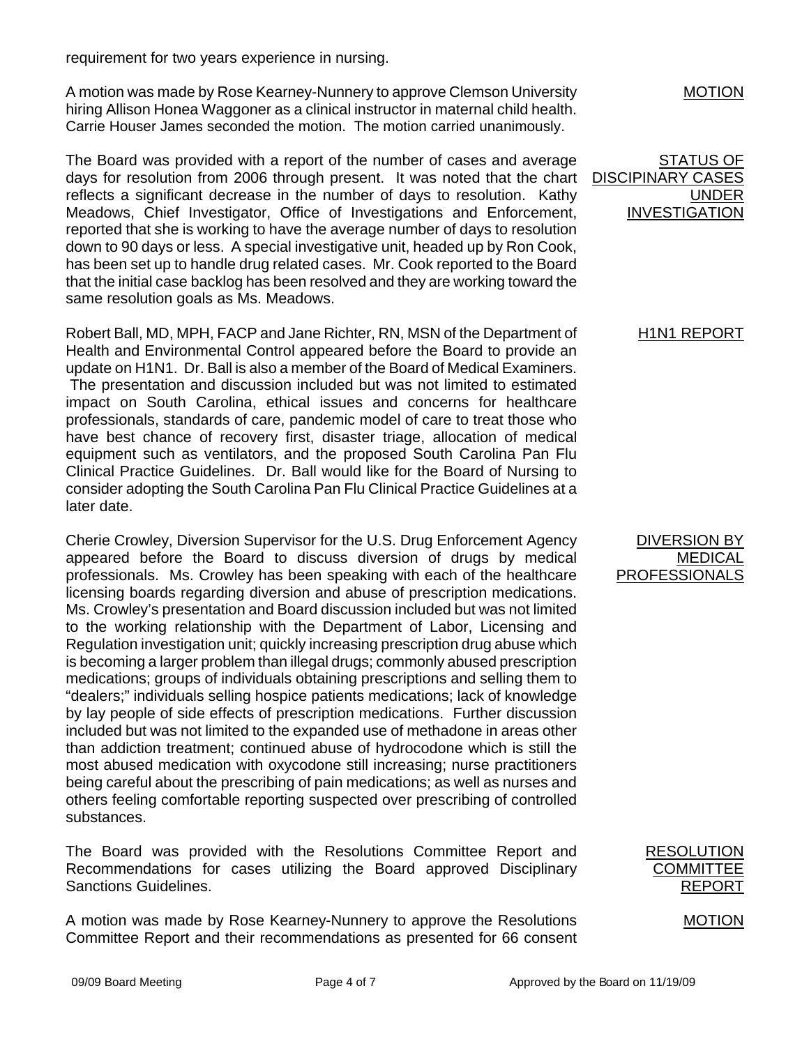requirement for two years experience in nursing.

**MOTION**

A motion was made by Rose Kearney-Nunnery to approve Clemson University hiring Allison Honea Waggoner as a clinical instructor in maternal child health. Carrie Houser James seconded the motion. The motion carried unanimously.

**STATUS OF DISCIPINARY CASES UNDER INVESTIGATION**

The Board was provided with a report of the number of cases and average days for resolution from 2006 through present. It was noted that the chart reflects a significant decrease in the number of days to resolution. Kathy Meadows, Chief Investigator, Office of Investigations and Enforcement, reported that she is working to have the average number of days to resolution down to 90 days or less. A special investigative unit, headed up by Ron Cook, has been set up to handle drug related cases. Mr. Cook reported to the Board that the initial case backlog has been resolved and they are working toward the same resolution goals as Ms. Meadows.

**H1N1 REPORT**

Robert Ball, MD, MPH, FACP and Jane Richter, RN, MSN of the Department of Health and Environmental Control appeared before the Board to provide an update on H1N1. Dr. Ball is also a member of the Board of Medical Examiners. The presentation and discussion included but was not limited to estimated impact on South Carolina, ethical issues and concerns for healthcare professionals, standards of care, pandemic model of care to treat those who have best chance of recovery first, disaster triage, allocation of medical equipment such as ventilators, and the proposed South Carolina Pan Flu Clinical Practice Guidelines. Dr. Ball would like for the Board of Nursing to consider adopting the South Carolina Pan Flu Clinical Practice Guidelines at a later date.

**DIVERSION BY MEDICAL PROFESSIONALS**

Cherie Crowley, Diversion Supervisor for the U.S. Drug Enforcement Agency appeared before the Board to discuss diversion of drugs by medical professionals. Ms. Crowley has been speaking with each of the healthcare licensing boards regarding diversion and abuse of prescription medications. Ms. Crowley's presentation and Board discussion included but was not limited to the working relationship with the Department of Labor, Licensing and Regulation investigation unit; quickly increasing prescription drug abuse which is becoming a larger problem than illegal drugs; commonly abused prescription medications; groups of individuals obtaining prescriptions and selling them to "dealers;" individuals selling hospice patients medications; lack of knowledge by lay people of side effects of prescription medications. Further discussion included but was not limited to the expanded use of methadone in areas other than addiction treatment; continued abuse of hydrocodone which is still the most abused medication with oxycodone still increasing; nurse practitioners being careful about the prescribing of pain medications; as well as nurses and others feeling comfortable reporting suspected over prescribing of controlled substances.

**RESOLUTION COMMITTEE REPORT**

The Board was provided with the Resolutions Committee Report and Recommendations for cases utilizing the Board approved Disciplinary Sanctions Guidelines.

**MOTION**

A motion was made by Rose Kearney-Nunnery to approve the Resolutions Committee Report and their recommendations as presented for 66 consent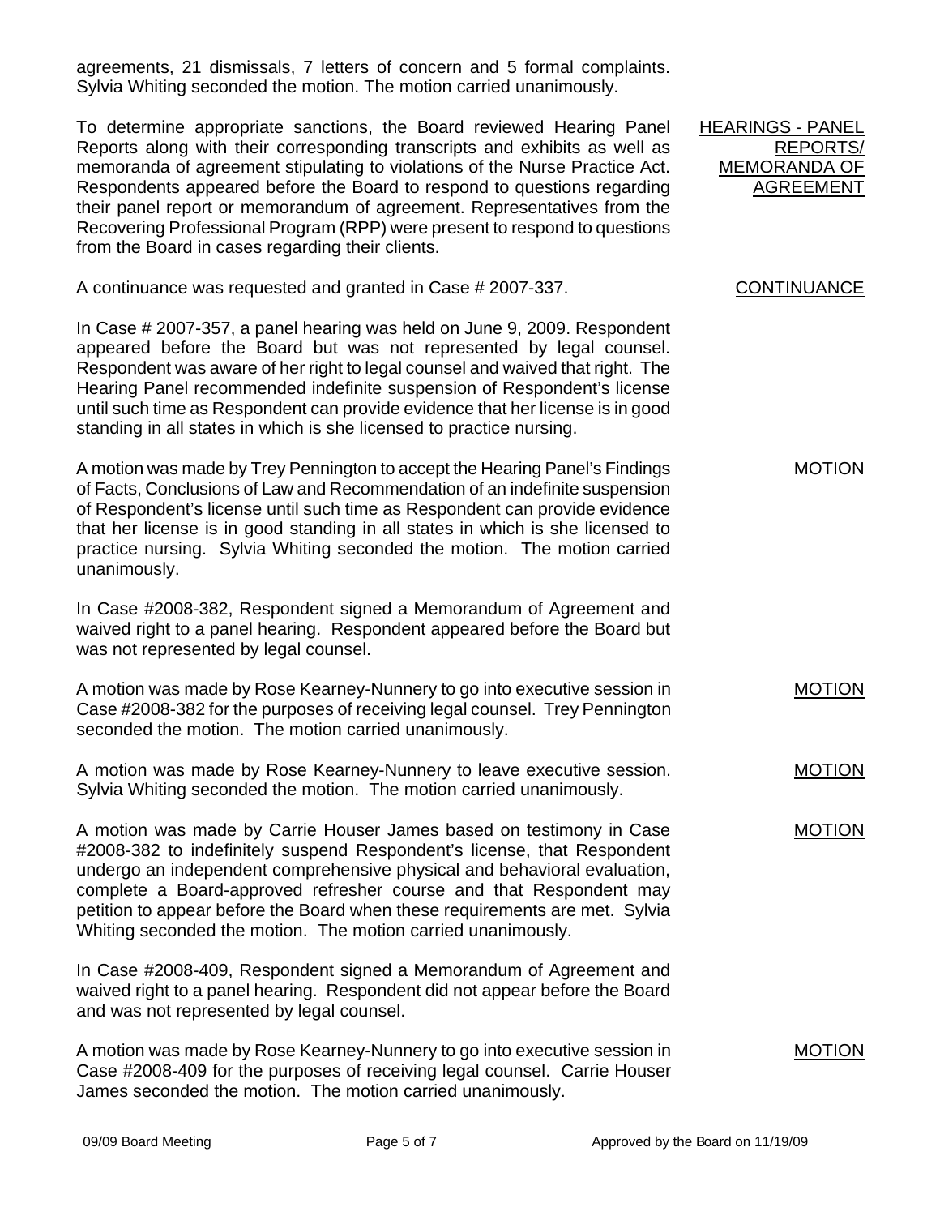agreements, 21 dismissals, 7 letters of concern and 5 formal complaints. Sylvia Whiting seconded the motion. The motion carried unanimously.

**HEARINGS - PANEL REPORTS/ MEMORANDA OF AGREEMENT**

To determine appropriate sanctions, the Board reviewed Hearing Panel Reports along with their corresponding transcripts and exhibits as well as memoranda of agreement stipulating to violations of the Nurse Practice Act. Respondents appeared before the Board to respond to questions regarding their panel report or memorandum of agreement. Representatives from the Recovering Professional Program (RPP) were present to respond to questions from the Board in cases regarding their clients.

**CONTINUANCE**

A continuance was requested and granted in Case # 2007-337.

In Case # 2007-357, a panel hearing was held on June 9, 2009. Respondent appeared before the Board but was not represented by legal counsel. Respondent was aware of her right to legal counsel and waived that right. The Hearing Panel recommended indefinite suspension of Respondent's license until such time as Respondent can provide evidence that her license is in good standing in all states in which is she licensed to practice nursing.

**MOTION**

A motion was made by Trey Pennington to accept the Hearing Panel's Findings of Facts, Conclusions of Law and Recommendation of an indefinite suspension of Respondent's license until such time as Respondent can provide evidence that her license is in good standing in all states in which is she licensed to practice nursing. Sylvia Whiting seconded the motion. The motion carried unanimously.

In Case #2008-382, Respondent signed a Memorandum of Agreement and waived right to a panel hearing. Respondent appeared before the Board but was not represented by legal counsel.

**MOTION**

A motion was made by Rose Kearney-Nunnery to go into executive session in Case #2008-382 for the purposes of receiving legal counsel. Trey Pennington seconded the motion. The motion carried unanimously.

**MOTION**

A motion was made by Rose Kearney-Nunnery to leave executive session. Sylvia Whiting seconded the motion. The motion carried unanimously.

**MOTION**

A motion was made by Carrie Houser James based on testimony in Case #2008-382 to indefinitely suspend Respondent's license, that Respondent undergo an independent comprehensive physical and behavioral evaluation, complete a Board-approved refresher course and that Respondent may petition to appear before the Board when these requirements are met. Sylvia Whiting seconded the motion. The motion carried unanimously.

In Case #2008-409, Respondent signed a Memorandum of Agreement and waived right to a panel hearing. Respondent did not appear before the Board and was not represented by legal counsel.

**MOTION**

A motion was made by Rose Kearney-Nunnery to go into executive session in Case #2008-409 for the purposes of receiving legal counsel. Carrie Houser James seconded the motion. The motion carried unanimously.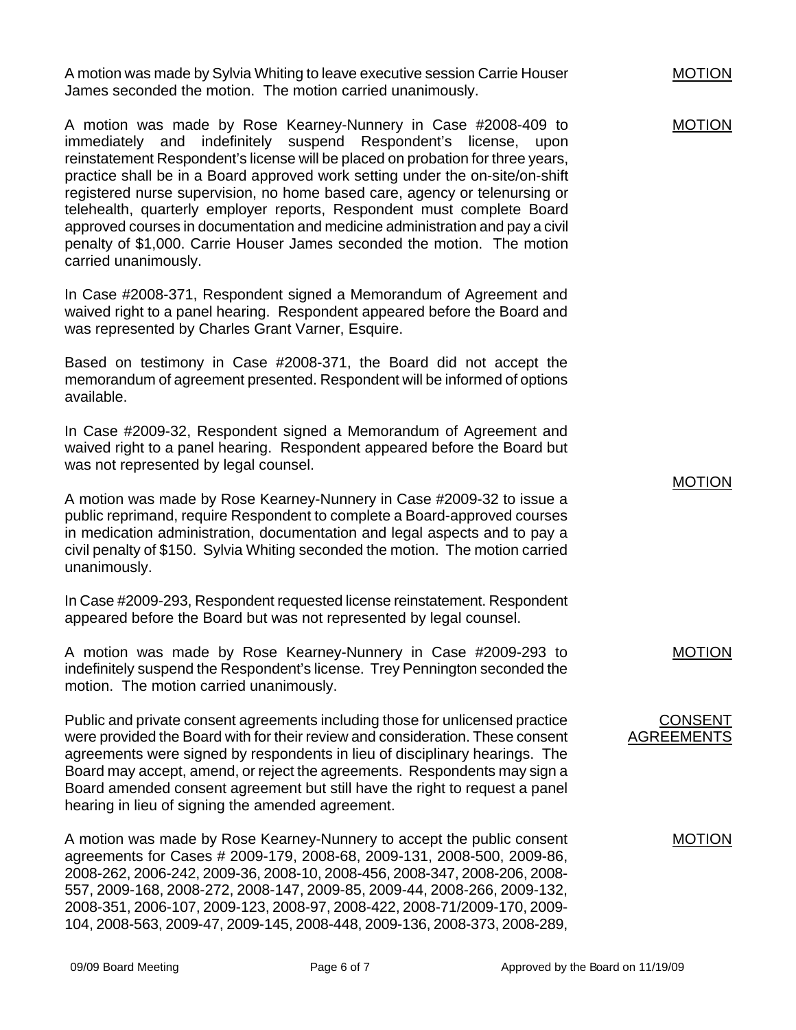**MOTION**

A motion was made by Sylvia Whiting to leave executive session Carrie Houser James seconded the motion. The motion carried unanimously.

**MOTION**

A motion was made by Rose Kearney-Nunnery in Case #2008-409 to immediately and indefinitely suspend Respondent's license, upon reinstatement Respondent's license will be placed on probation for three years, practice shall be in a Board approved work setting under the on-site/on-shift registered nurse supervision, no home based care, agency or telenursing or telehealth, quarterly employer reports, Respondent must complete Board approved courses in documentation and medicine administration and pay a civil penalty of $1,000. Carrie Houser James seconded the motion. The motion carried unanimously.

In Case #2008-371, Respondent signed a Memorandum of Agreement and waived right to a panel hearing. Respondent appeared before the Board and was represented by Charles Grant Varner, Esquire.

Based on testimony in Case #2008-371, the Board did not accept the memorandum of agreement presented. Respondent will be informed of options available.

In Case #2009-32, Respondent signed a Memorandum of Agreement and waived right to a panel hearing. Respondent appeared before the Board but was not represented by legal counsel.

**MOTION**

A motion was made by Rose Kearney-Nunnery in Case #2009-32 to issue a public reprimand, require Respondent to complete a Board-approved courses in medication administration, documentation and legal aspects and to pay a civil penalty of $150. Sylvia Whiting seconded the motion. The motion carried unanimously.

In Case #2009-293, Respondent requested license reinstatement. Respondent appeared before the Board but was not represented by legal counsel.

**MOTION**

A motion was made by Rose Kearney-Nunnery in Case #2009-293 to indefinitely suspend the Respondent's license. Trey Pennington seconded the motion. The motion carried unanimously.

**CONSENT AGREEMENTS**

Public and private consent agreements including those for unlicensed practice were provided the Board with for their review and consideration. These consent agreements were signed by respondents in lieu of disciplinary hearings. The Board may accept, amend, or reject the agreements. Respondents may sign a Board amended consent agreement but still have the right to request a panel hearing in lieu of signing the amended agreement.

**MOTION**

A motion was made by Rose Kearney-Nunnery to accept the public consent agreements for Cases # 2009-179, 2008-68, 2009-131, 2008-500, 2009-86, 2008-262, 2006-242, 2009-36, 2008-10, 2008-456, 2008-347, 2008-206, 2008-557, 2009-168, 2008-272, 2008-147, 2009-85, 2009-44, 2008-266, 2009-132, 2008-351, 2006-107, 2009-123, 2008-97, 2008-422, 2008-71/2009-170, 2009-104, 2008-563, 2009-47, 2009-145, 2008-448, 2009-136, 2008-373, 2008-289,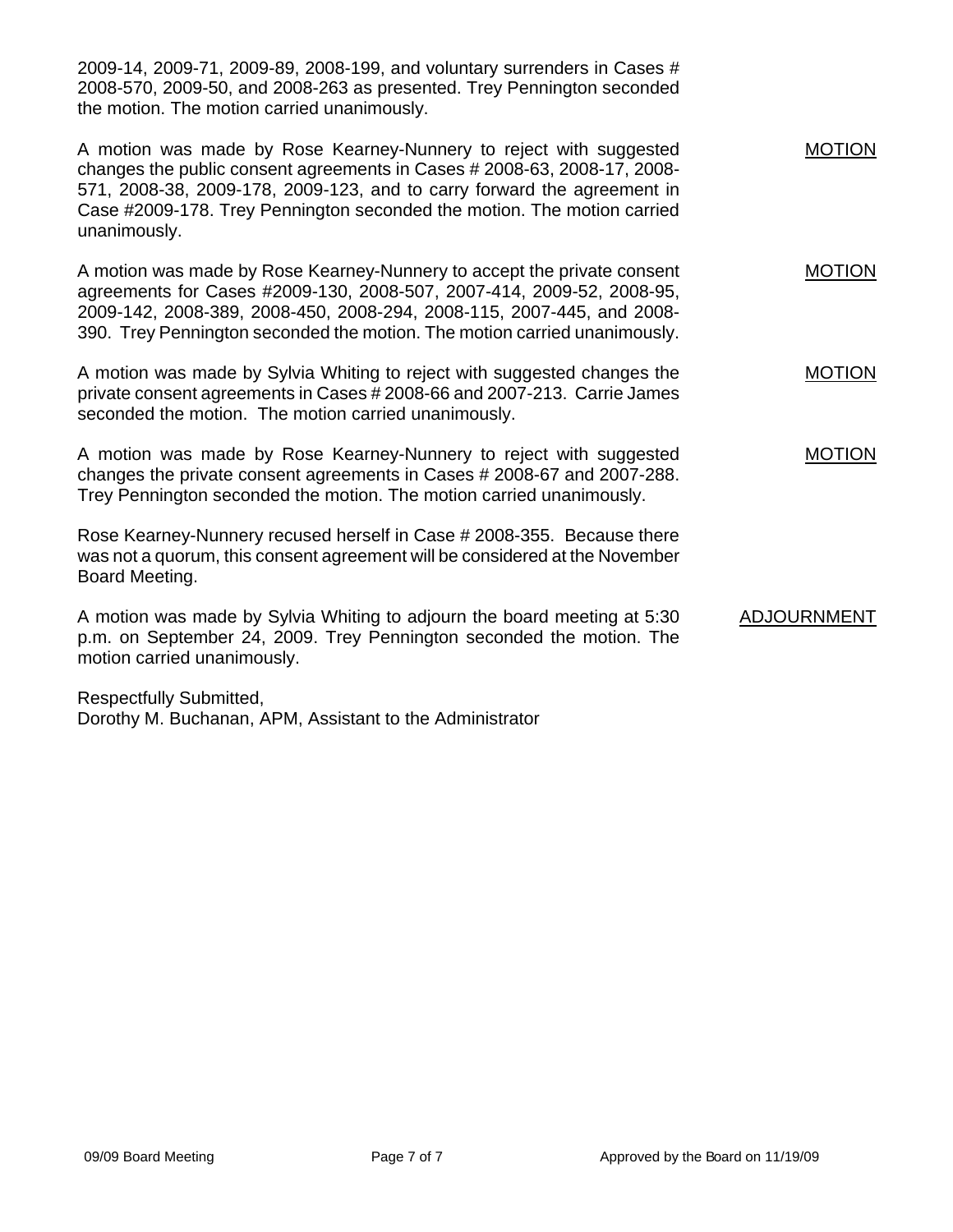2009-14, 2009-71, 2009-89, 2008-199, and voluntary surrenders in Cases # 2008-570, 2009-50, and 2008-263 as presented. Trey Pennington seconded the motion. The motion carried unanimously.

MOTION

A motion was made by Rose Kearney-Nunnery to reject with suggested changes the public consent agreements in Cases # 2008-63, 2008-17, 2008-571, 2008-38, 2009-178, 2009-123, and to carry forward the agreement in Case #2009-178. Trey Pennington seconded the motion. The motion carried unanimously.

MOTION

A motion was made by Rose Kearney-Nunnery to accept the private consent agreements for Cases #2009-130, 2008-507, 2007-414, 2009-52, 2008-95, 2009-142, 2008-389, 2008-450, 2008-294, 2008-115, 2007-445, and 2008-390. Trey Pennington seconded the motion. The motion carried unanimously.

MOTION

A motion was made by Sylvia Whiting to reject with suggested changes the private consent agreements in Cases # 2008-66 and 2007-213. Carrie James seconded the motion. The motion carried unanimously.

MOTION

A motion was made by Rose Kearney-Nunnery to reject with suggested changes the private consent agreements in Cases # 2008-67 and 2007-288. Trey Pennington seconded the motion. The motion carried unanimously.

Rose Kearney-Nunnery recused herself in Case # 2008-355. Because there was not a quorum, this consent agreement will be considered at the November Board Meeting.

ADJOURNMENT

A motion was made by Sylvia Whiting to adjourn the board meeting at 5:30 p.m. on September 24, 2009. Trey Pennington seconded the motion. The motion carried unanimously.

Respectfully Submitted,
Dorothy M. Buchanan, APM, Assistant to the Administrator

09/09 Board Meeting — Approved by the Board on 11/19/09